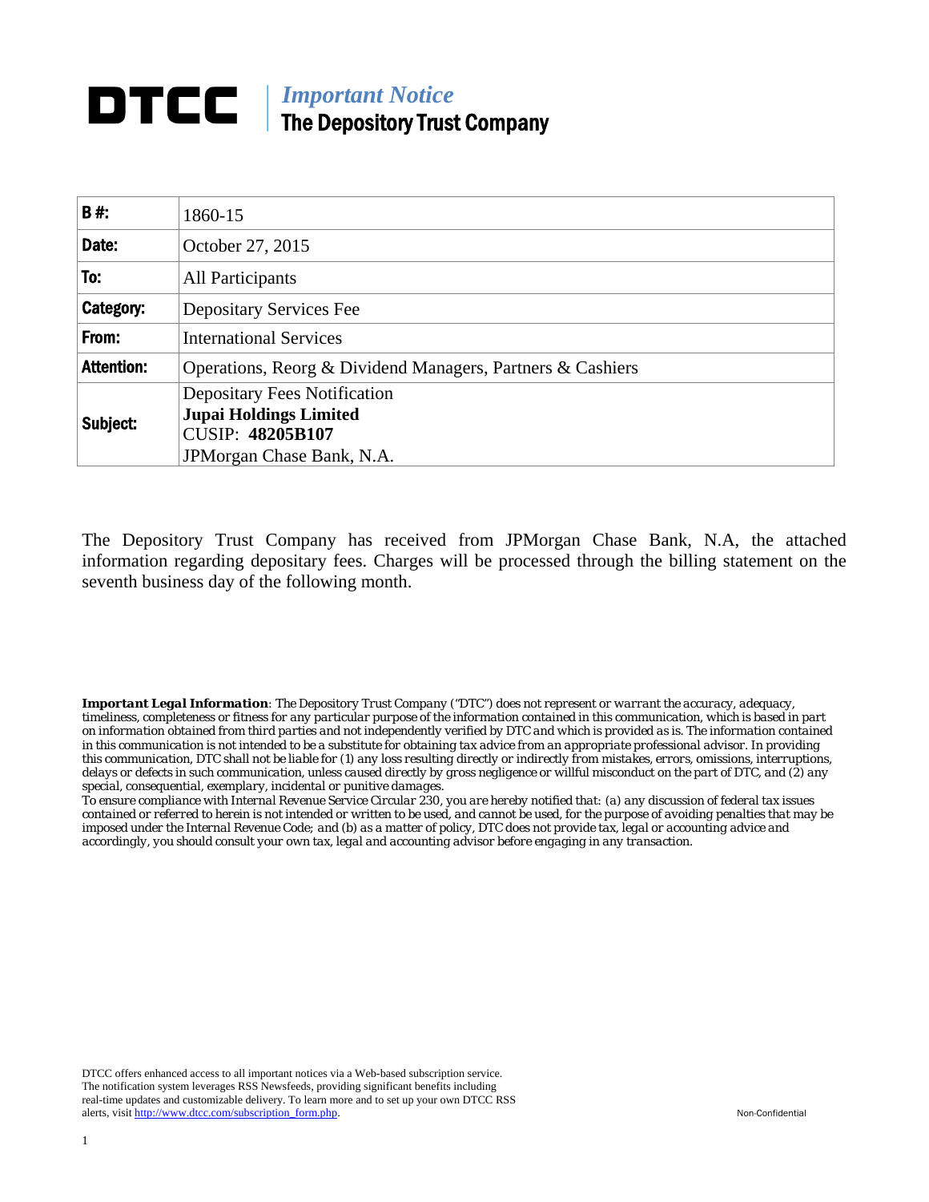# DTCC | *Important Notice*
## The Depository Trust Company

| | |
|---|---|
| **B #:** | 1860-15 |
| **Date:** | October 27, 2015 |
| **To:** | All Participants |
| **Category:** | Depositary Services Fee |
| **From:** | International Services |
| **Attention:** | Operations, Reorg & Dividend Managers, Partners & Cashiers |
| **Subject:** | Depositary Fees Notification<br>**Jupai Holdings Limited**<br>CUSIP: **48205B107**<br>JPMorgan Chase Bank, N.A. |

The Depository Trust Company has received from JPMorgan Chase Bank, N.A, the attached information regarding depositary fees. Charges will be processed through the billing statement on the seventh business day of the following month.

***Important Legal Information****: The Depository Trust Company ("DTC") does not represent or warrant the accuracy, adequacy, timeliness, completeness or fitness for any particular purpose of the information contained in this communication, which is based in part on information obtained from third parties and not independently verified by DTC and which is provided as is. The information contained in this communication is not intended to be a substitute for obtaining tax advice from an appropriate professional advisor. In providing this communication, DTC shall not be liable for (1) any loss resulting directly or indirectly from mistakes, errors, omissions, interruptions, delays or defects in such communication, unless caused directly by gross negligence or willful misconduct on the part of DTC, and (2) any special, consequential, exemplary, incidental or punitive damages.*

*To ensure compliance with Internal Revenue Service Circular 230, you are hereby notified that: (a) any discussion of federal tax issues contained or referred to herein is not intended or written to be used, and cannot be used, for the purpose of avoiding penalties that may be imposed under the Internal Revenue Code; and (b) as a matter of policy, DTC does not provide tax, legal or accounting advice and accordingly, you should consult your own tax, legal and accounting advisor before engaging in any transaction.*

DTCC offers enhanced access to all important notices via a Web-based subscription service. The notification system leverages RSS Newsfeeds, providing significant benefits including real-time updates and customizable delivery. To learn more and to set up your own DTCC RSS alerts, visit http://www.dtcc.com/subscription_form.php.

Non-Confidential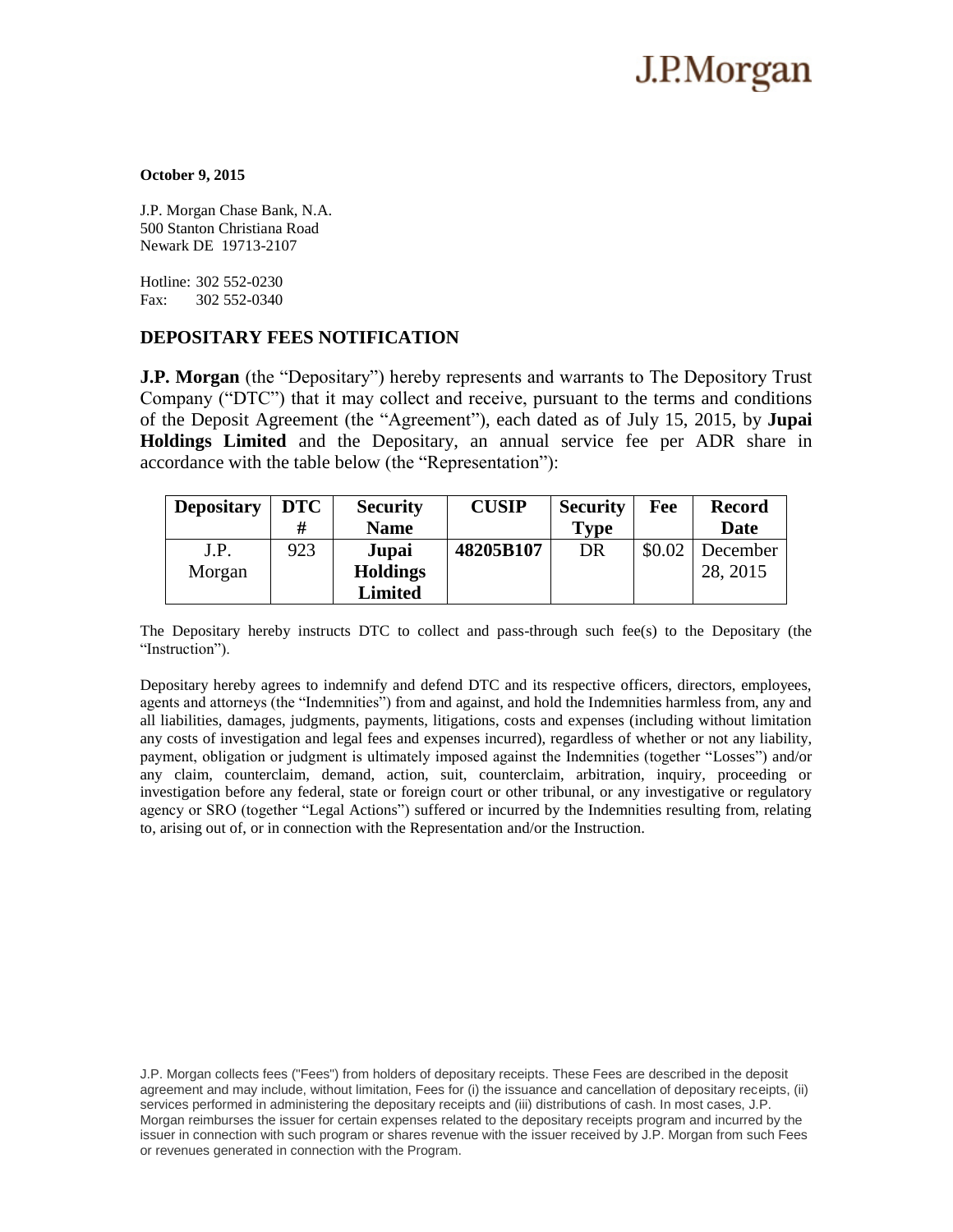J.P.Morgan

**October 9, 2015**

J.P. Morgan Chase Bank, N.A.
500 Stanton Christiana Road
Newark DE 19713-2107

Hotline: 302 552-0230
Fax: 302 552-0340

## DEPOSITARY FEES NOTIFICATION

**J.P. Morgan** (the "Depositary") hereby represents and warrants to The Depository Trust Company ("DTC") that it may collect and receive, pursuant to the terms and conditions of the Deposit Agreement (the "Agreement"), each dated as of July 15, 2015, by **Jupai Holdings Limited** and the Depositary, an annual service fee per ADR share in accordance with the table below (the "Representation"):

| Depositary | DTC # | Security Name | CUSIP | Security Type | Fee | Record Date |
|---|---|---|---|---|---|---|
| J.P. Morgan | 923 | **Jupai Holdings Limited** | **48205B107** | DR | $0.02 | December 28, 2015 |

The Depositary hereby instructs DTC to collect and pass-through such fee(s) to the Depositary (the "Instruction").

Depositary hereby agrees to indemnify and defend DTC and its respective officers, directors, employees, agents and attorneys (the "Indemnities") from and against, and hold the Indemnities harmless from, any and all liabilities, damages, judgments, payments, litigations, costs and expenses (including without limitation any costs of investigation and legal fees and expenses incurred), regardless of whether or not any liability, payment, obligation or judgment is ultimately imposed against the Indemnities (together "Losses") and/or any claim, counterclaim, demand, action, suit, counterclaim, arbitration, inquiry, proceeding or investigation before any federal, state or foreign court or other tribunal, or any investigative or regulatory agency or SRO (together "Legal Actions") suffered or incurred by the Indemnities resulting from, relating to, arising out of, or in connection with the Representation and/or the Instruction.

J.P. Morgan collects fees ("Fees") from holders of depositary receipts. These Fees are described in the deposit agreement and may include, without limitation, Fees for (i) the issuance and cancellation of depositary receipts, (ii) services performed in administering the depositary receipts and (iii) distributions of cash. In most cases, J.P. Morgan reimburses the issuer for certain expenses related to the depositary receipts program and incurred by the issuer in connection with such program or shares revenue with the issuer received by J.P. Morgan from such Fees or revenues generated in connection with the Program.